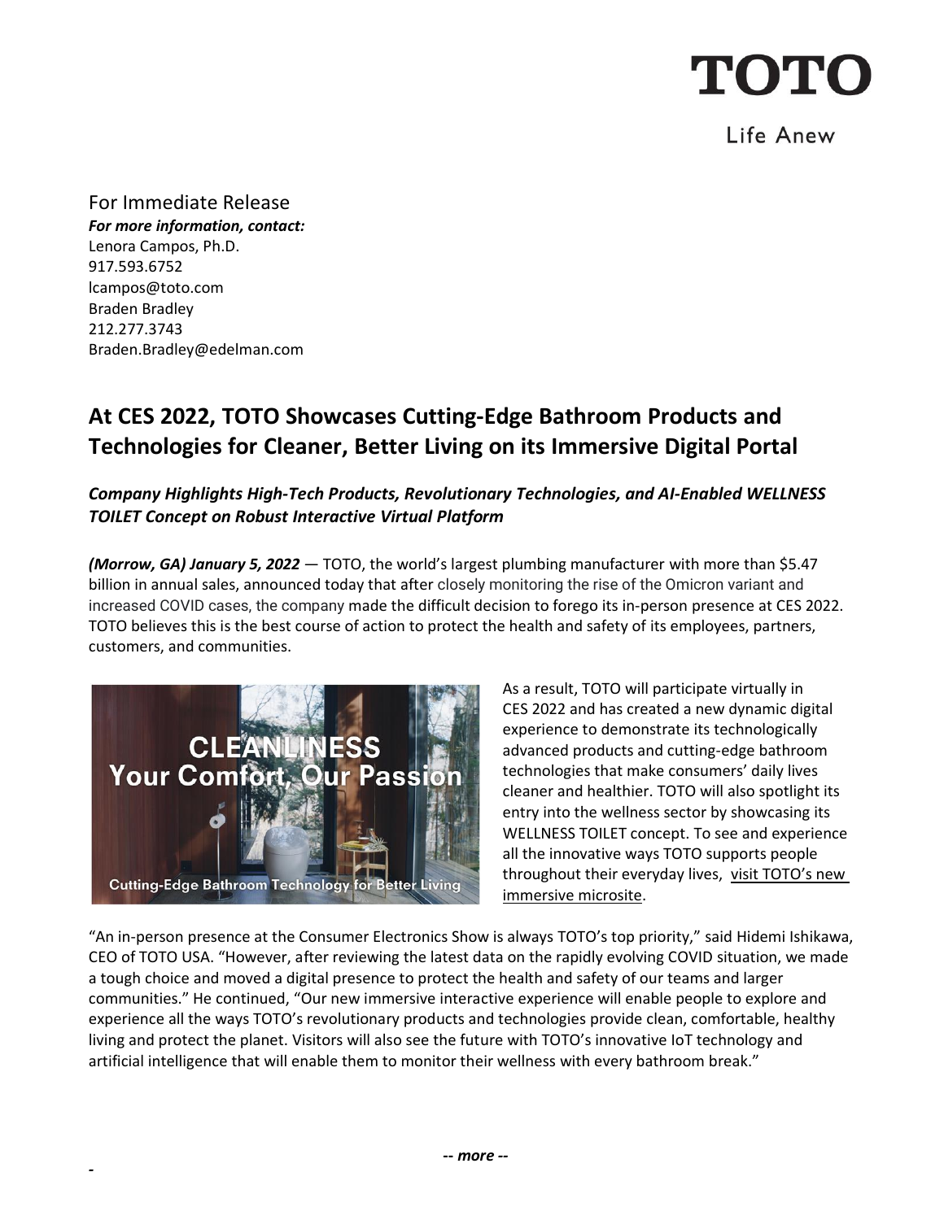# TOTO

Life Anew

For Immediate Release
***For more information, contact:***
Lenora Campos, Ph.D.
917.593.6752
lcampos@toto.com
Braden Bradley
212.277.3743
Braden.Bradley@edelman.com

## At CES 2022, TOTO Showcases Cutting-Edge Bathroom Products and Technologies for Cleaner, Better Living on its Immersive Digital Portal

### *Company Highlights High-Tech Products, Revolutionary Technologies, and AI-Enabled WELLNESS TOILET Concept on Robust Interactive Virtual Platform*

***(Morrow, GA) January 5, 2022*** — TOTO, the world's largest plumbing manufacturer with more than $5.47 billion in annual sales, announced today that after closely monitoring the rise of the Omicron variant and increased COVID cases, the company made the difficult decision to forego its in-person presence at CES 2022. TOTO believes this is the best course of action to protect the health and safety of its employees, partners, customers, and communities.

As a result, TOTO will participate virtually in CES 2022 and has created a new dynamic digital experience to demonstrate its technologically advanced products and cutting-edge bathroom technologies that make consumers' daily lives cleaner and healthier. TOTO will also spotlight its entry into the wellness sector by showcasing its WELLNESS TOILET concept. To see and experience all the innovative ways TOTO supports people throughout their everyday lives, visit TOTO's new immersive microsite.

"An in-person presence at the Consumer Electronics Show is always TOTO's top priority," said Hidemi Ishikawa, CEO of TOTO USA. "However, after reviewing the latest data on the rapidly evolving COVID situation, we made a tough choice and moved a digital presence to protect the health and safety of our teams and larger communities." He continued, "Our new immersive interactive experience will enable people to explore and experience all the ways TOTO's revolutionary products and technologies provide clean, comfortable, healthy living and protect the planet. Visitors will also see the future with TOTO's innovative IoT technology and artificial intelligence that will enable them to monitor their wellness with every bathroom break."

***-- more --***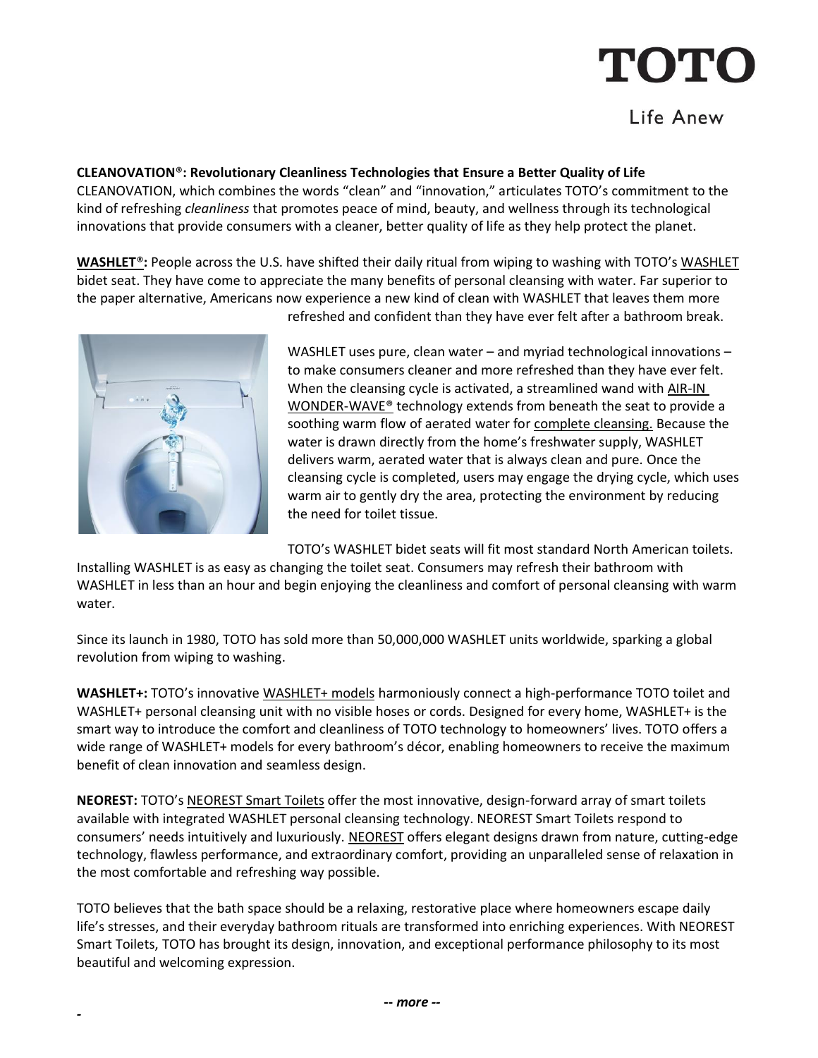**CLEANOVATION®: Revolutionary Cleanliness Technologies that Ensure a Better Quality of Life**
CLEANOVATION, which combines the words "clean" and "innovation," articulates TOTO's commitment to the kind of refreshing *cleanliness* that promotes peace of mind, beauty, and wellness through its technological innovations that provide consumers with a cleaner, better quality of life as they help protect the planet.

**WASHLET®:** People across the U.S. have shifted their daily ritual from wiping to washing with TOTO's WASHLET bidet seat. They have come to appreciate the many benefits of personal cleansing with water. Far superior to the paper alternative, Americans now experience a new kind of clean with WASHLET that leaves them more refreshed and confident than they have ever felt after a bathroom break.

WASHLET uses pure, clean water – and myriad technological innovations – to make consumers cleaner and more refreshed than they have ever felt. When the cleansing cycle is activated, a streamlined wand with AIR-IN WONDER-WAVE® technology extends from beneath the seat to provide a soothing warm flow of aerated water for complete cleansing. Because the water is drawn directly from the home's freshwater supply, WASHLET delivers warm, aerated water that is always clean and pure. Once the cleansing cycle is completed, users may engage the drying cycle, which uses warm air to gently dry the area, protecting the environment by reducing the need for toilet tissue.

TOTO's WASHLET bidet seats will fit most standard North American toilets. Installing WASHLET is as easy as changing the toilet seat. Consumers may refresh their bathroom with WASHLET in less than an hour and begin enjoying the cleanliness and comfort of personal cleansing with warm water.

Since its launch in 1980, TOTO has sold more than 50,000,000 WASHLET units worldwide, sparking a global revolution from wiping to washing.

**WASHLET+:** TOTO's innovative WASHLET+ models harmoniously connect a high-performance TOTO toilet and WASHLET+ personal cleansing unit with no visible hoses or cords. Designed for every home, WASHLET+ is the smart way to introduce the comfort and cleanliness of TOTO technology to homeowners' lives. TOTO offers a wide range of WASHLET+ models for every bathroom's décor, enabling homeowners to receive the maximum benefit of clean innovation and seamless design.

**NEOREST:** TOTO's NEOREST Smart Toilets offer the most innovative, design-forward array of smart toilets available with integrated WASHLET personal cleansing technology. NEOREST Smart Toilets respond to consumers' needs intuitively and luxuriously. NEOREST offers elegant designs drawn from nature, cutting-edge technology, flawless performance, and extraordinary comfort, providing an unparalleled sense of relaxation in the most comfortable and refreshing way possible.

TOTO believes that the bath space should be a relaxing, restorative place where homeowners escape daily life's stresses, and their everyday bathroom rituals are transformed into enriching experiences. With NEOREST Smart Toilets, TOTO has brought its design, innovation, and exceptional performance philosophy to its most beautiful and welcoming expression.

***-- more --***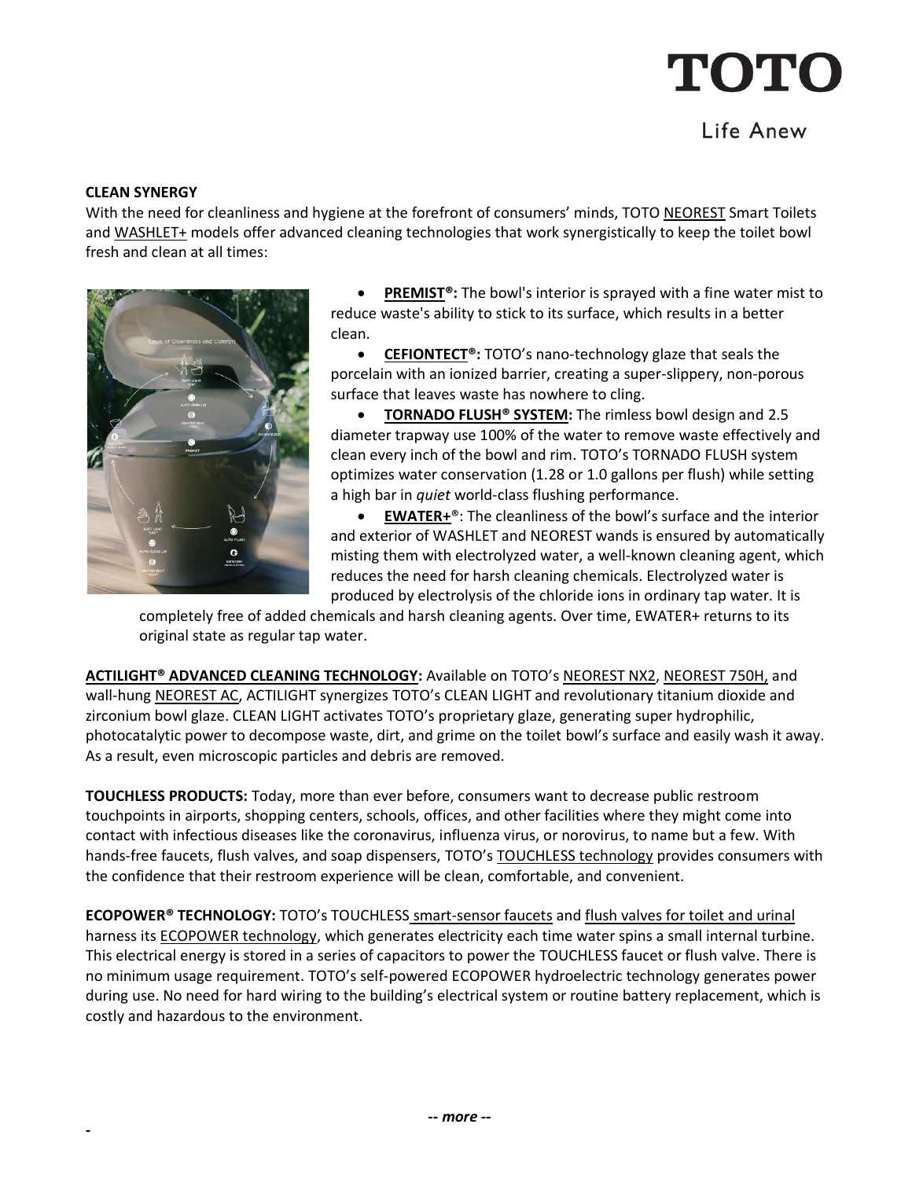**CLEAN SYNERGY**

With the need for cleanliness and hygiene at the forefront of consumers' minds, TOTO NEOREST Smart Toilets and WASHLET+ models offer advanced cleaning technologies that work synergistically to keep the toilet bowl fresh and clean at all times:

- **PREMIST®:** The bowl's interior is sprayed with a fine water mist to reduce waste's ability to stick to its surface, which results in a better clean.
- **CEFIONTECT®:** TOTO's nano-technology glaze that seals the porcelain with an ionized barrier, creating a super-slippery, non-porous surface that leaves waste has nowhere to cling.
- **TORNADO FLUSH® SYSTEM:** The rimless bowl design and 2.5 diameter trapway use 100% of the water to remove waste effectively and clean every inch of the bowl and rim. TOTO's TORNADO FLUSH system optimizes water conservation (1.28 or 1.0 gallons per flush) while setting a high bar in *quiet* world-class flushing performance.
- **EWATER+®**: The cleanliness of the bowl's surface and the interior and exterior of WASHLET and NEOREST wands is ensured by automatically misting them with electrolyzed water, a well-known cleaning agent, which reduces the need for harsh cleaning chemicals. Electrolyzed water is produced by electrolysis of the chloride ions in ordinary tap water. It is completely free of added chemicals and harsh cleaning agents. Over time, EWATER+ returns to its original state as regular tap water.

**ACTILIGHT® ADVANCED CLEANING TECHNOLOGY:** Available on TOTO's NEOREST NX2, NEOREST 750H, and wall-hung NEOREST AC, ACTILIGHT synergizes TOTO's CLEAN LIGHT and revolutionary titanium dioxide and zirconium bowl glaze. CLEAN LIGHT activates TOTO's proprietary glaze, generating super hydrophilic, photocatalytic power to decompose waste, dirt, and grime on the toilet bowl's surface and easily wash it away. As a result, even microscopic particles and debris are removed.

**TOUCHLESS PRODUCTS:** Today, more than ever before, consumers want to decrease public restroom touchpoints in airports, shopping centers, schools, offices, and other facilities where they might come into contact with infectious diseases like the coronavirus, influenza virus, or norovirus, to name but a few. With hands-free faucets, flush valves, and soap dispensers, TOTO's TOUCHLESS technology provides consumers with the confidence that their restroom experience will be clean, comfortable, and convenient.

**ECOPOWER® TECHNOLOGY:** TOTO's TOUCHLESS smart-sensor faucets and flush valves for toilet and urinal harness its ECOPOWER technology, which generates electricity each time water spins a small internal turbine. This electrical energy is stored in a series of capacitors to power the TOUCHLESS faucet or flush valve. There is no minimum usage requirement. TOTO's self-powered ECOPOWER hydroelectric technology generates power during use. No need for hard wiring to the building's electrical system or routine battery replacement, which is costly and hazardous to the environment.

***-- more --***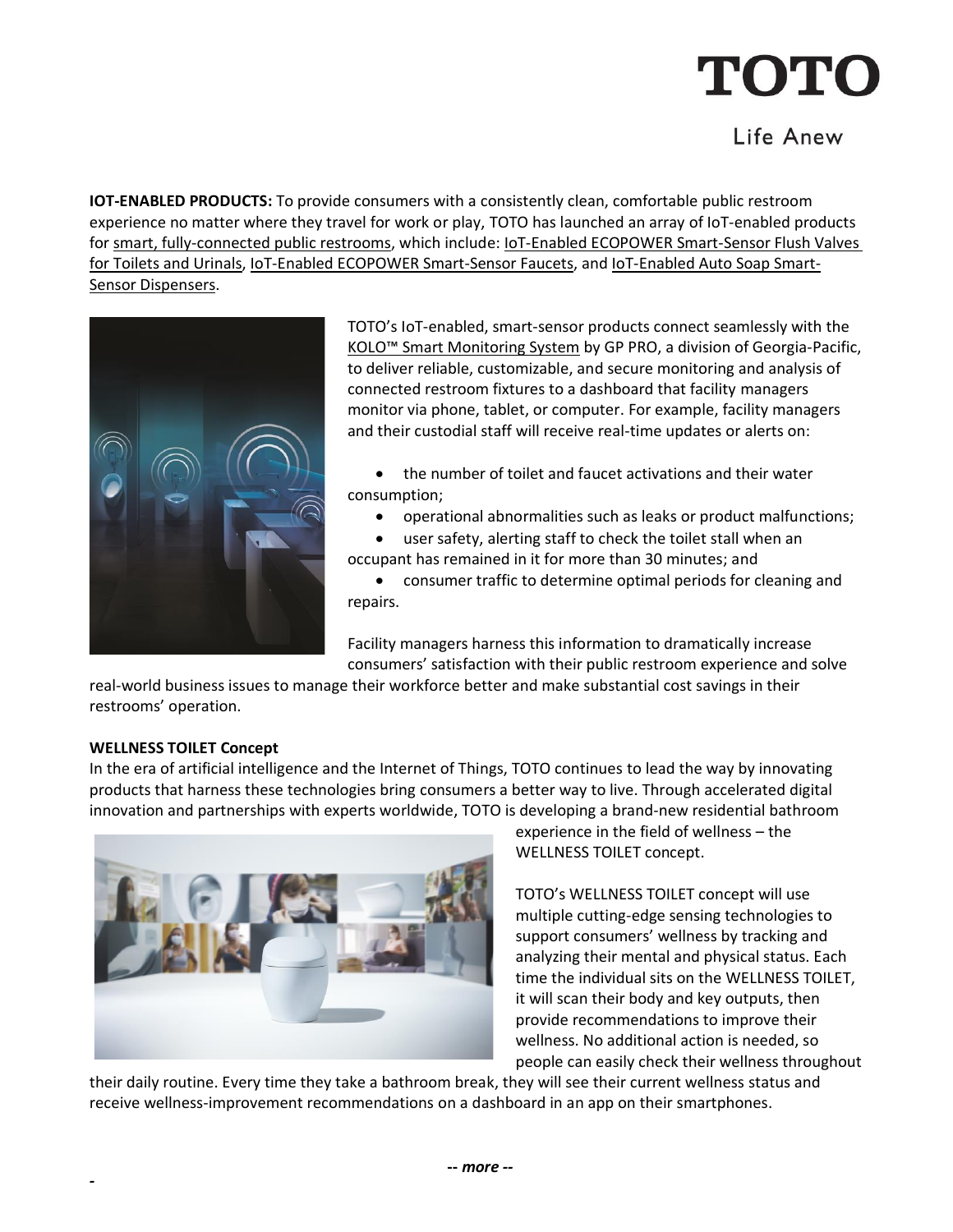**IOT-ENABLED PRODUCTS:** To provide consumers with a consistently clean, comfortable public restroom experience no matter where they travel for work or play, TOTO has launched an array of IoT-enabled products for smart, fully-connected public restrooms, which include: IoT-Enabled ECOPOWER Smart-Sensor Flush Valves for Toilets and Urinals, IoT-Enabled ECOPOWER Smart-Sensor Faucets, and IoT-Enabled Auto Soap Smart-Sensor Dispensers.

TOTO's IoT-enabled, smart-sensor products connect seamlessly with the KOLO™ Smart Monitoring System by GP PRO, a division of Georgia-Pacific, to deliver reliable, customizable, and secure monitoring and analysis of connected restroom fixtures to a dashboard that facility managers monitor via phone, tablet, or computer. For example, facility managers and their custodial staff will receive real-time updates or alerts on:

- the number of toilet and faucet activations and their water consumption;
- operational abnormalities such as leaks or product malfunctions;
- user safety, alerting staff to check the toilet stall when an occupant has remained in it for more than 30 minutes; and
- consumer traffic to determine optimal periods for cleaning and repairs.

Facility managers harness this information to dramatically increase consumers' satisfaction with their public restroom experience and solve real-world business issues to manage their workforce better and make substantial cost savings in their restrooms' operation.

**WELLNESS TOILET Concept**

In the era of artificial intelligence and the Internet of Things, TOTO continues to lead the way by innovating products that harness these technologies bring consumers a better way to live. Through accelerated digital innovation and partnerships with experts worldwide, TOTO is developing a brand-new residential bathroom experience in the field of wellness – the WELLNESS TOILET concept.

TOTO's WELLNESS TOILET concept will use multiple cutting-edge sensing technologies to support consumers' wellness by tracking and analyzing their mental and physical status. Each time the individual sits on the WELLNESS TOILET, it will scan their body and key outputs, then provide recommendations to improve their wellness. No additional action is needed, so people can easily check their wellness throughout their daily routine. Every time they take a bathroom break, they will see their current wellness status and receive wellness-improvement recommendations on a dashboard in an app on their smartphones.

*-- more --*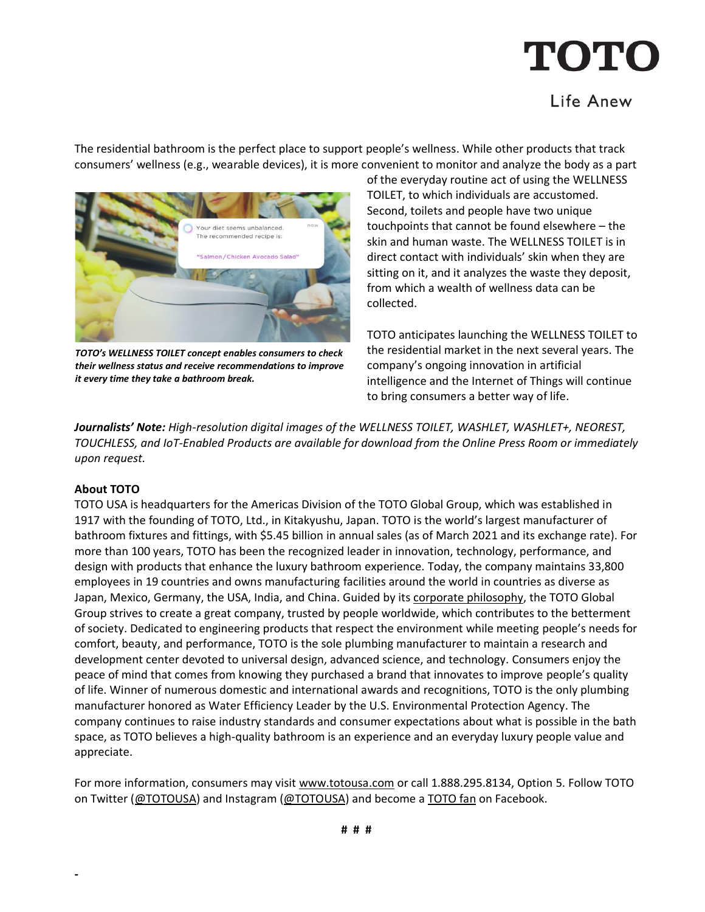The residential bathroom is the perfect place to support people's wellness. While other products that track consumers' wellness (e.g., wearable devices), it is more convenient to monitor and analyze the body as a part of the everyday routine act of using the WELLNESS TOILET, to which individuals are accustomed. Second, toilets and people have two unique touchpoints that cannot be found elsewhere – the skin and human waste. The WELLNESS TOILET is in direct contact with individuals' skin when they are sitting on it, and it analyzes the waste they deposit, from which a wealth of wellness data can be collected.

***TOTO's WELLNESS TOILET concept enables consumers to check their wellness status and receive recommendations to improve it every time they take a bathroom break.***

TOTO anticipates launching the WELLNESS TOILET to the residential market in the next several years. The company's ongoing innovation in artificial intelligence and the Internet of Things will continue to bring consumers a better way of life.

***Journalists' Note:*** *High-resolution digital images of the WELLNESS TOILET, WASHLET, WASHLET+, NEOREST, TOUCHLESS, and IoT-Enabled Products are available for download from the Online Press Room or immediately upon request.*

**About TOTO**

TOTO USA is headquarters for the Americas Division of the TOTO Global Group, which was established in 1917 with the founding of TOTO, Ltd., in Kitakyushu, Japan. TOTO is the world's largest manufacturer of bathroom fixtures and fittings, with $5.45 billion in annual sales (as of March 2021 and its exchange rate). For more than 100 years, TOTO has been the recognized leader in innovation, technology, performance, and design with products that enhance the luxury bathroom experience. Today, the company maintains 33,800 employees in 19 countries and owns manufacturing facilities around the world in countries as diverse as Japan, Mexico, Germany, the USA, India, and China. Guided by its corporate philosophy, the TOTO Global Group strives to create a great company, trusted by people worldwide, which contributes to the betterment of society. Dedicated to engineering products that respect the environment while meeting people's needs for comfort, beauty, and performance, TOTO is the sole plumbing manufacturer to maintain a research and development center devoted to universal design, advanced science, and technology. Consumers enjoy the peace of mind that comes from knowing they purchased a brand that innovates to improve people's quality of life. Winner of numerous domestic and international awards and recognitions, TOTO is the only plumbing manufacturer honored as Water Efficiency Leader by the U.S. Environmental Protection Agency. The company continues to raise industry standards and consumer expectations about what is possible in the bath space, as TOTO believes a high-quality bathroom is an experience and an everyday luxury people value and appreciate.

For more information, consumers may visit www.totousa.com or call 1.888.295.8134, Option 5. Follow TOTO on Twitter (@TOTOUSA) and Instagram (@TOTOUSA) and become a TOTO fan on Facebook.

# # #